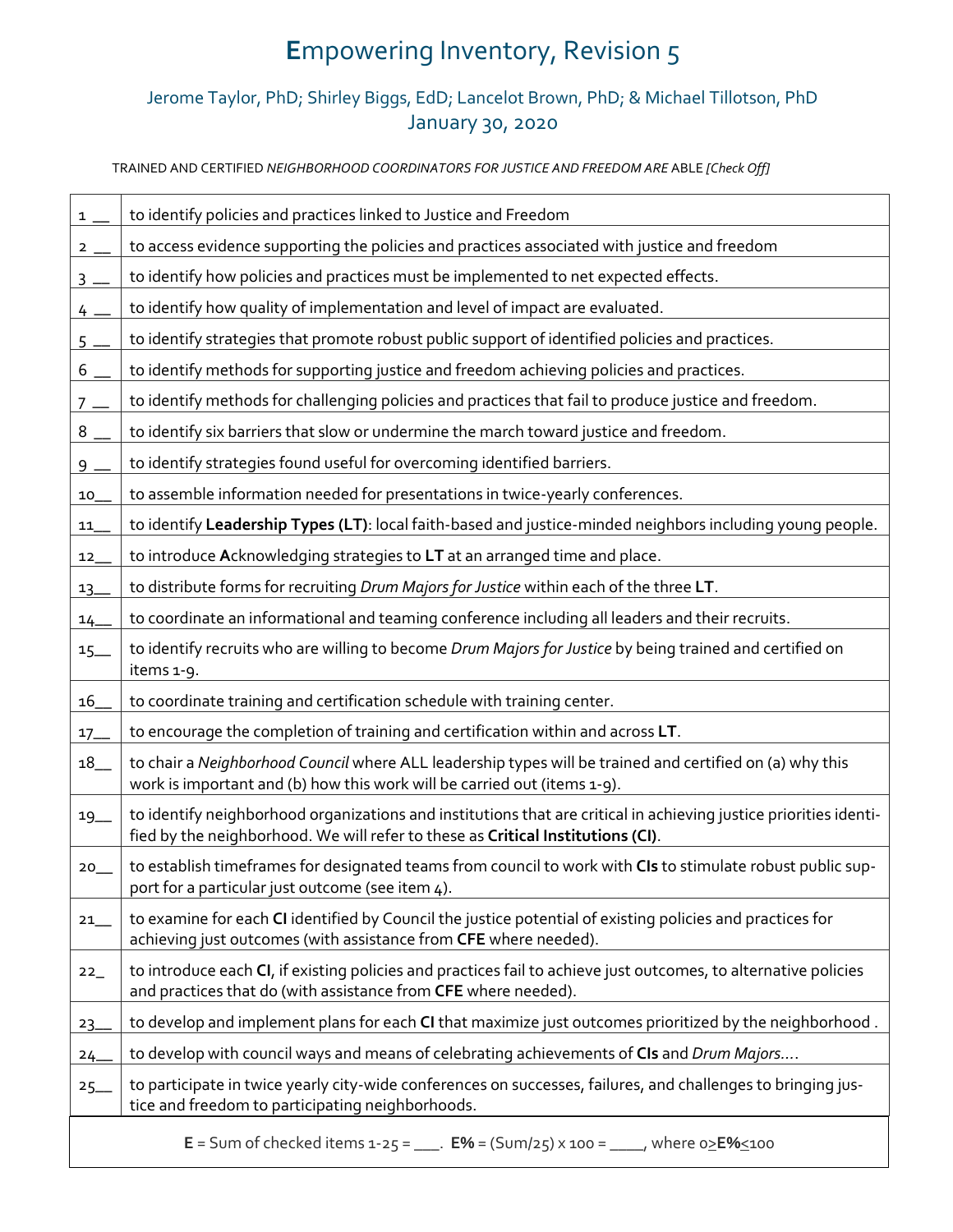# **E**mpowering Inventory, Revision 5

Jerome Taylor, PhD; Shirley Biggs, EdD; Lancelot Brown, PhD; & Michael Tillotson, PhD
January 30, 2020

TRAINED AND CERTIFIED *NEIGHBORHOOD COORDINATORS FOR JUSTICE AND FREEDOM ARE* ABLE *[Check Off]*

| | |
|---|---|
| 1 __ | to identify policies and practices linked to Justice and Freedom |
| 2 __ | to access evidence supporting the policies and practices associated with justice and freedom |
| 3 __ | to identify how policies and practices must be implemented to net expected effects. |
| 4 __ | to identify how quality of implementation and level of impact are evaluated. |
| 5 __ | to identify strategies that promote robust public support of identified policies and practices. |
| 6 __ | to identify methods for supporting justice and freedom achieving policies and practices. |
| 7 __ | to identify methods for challenging policies and practices that fail to produce justice and freedom. |
| 8 __ | to identify six barriers that slow or undermine the march toward justice and freedom. |
| 9 __ | to identify strategies found useful for overcoming identified barriers. |
| 10__ | to assemble information needed for presentations in twice-yearly conferences. |
| 11__ | to identify **Leadership Types (LT)**: local faith-based and justice-minded neighbors including young people. |
| 12__ | to introduce **A**cknowledging strategies to **LT** at an arranged time and place. |
| 13__ | to distribute forms for recruiting *Drum Majors for Justice* within each of the three **LT**. |
| 14__ | to coordinate an informational and teaming conference including all leaders and their recruits. |
| 15__ | to identify recruits who are willing to become *Drum Majors for Justice* by being trained and certified on items 1-9. |
| 16__ | to coordinate training and certification schedule with training center. |
| 17__ | to encourage the completion of training and certification within and across **LT**. |
| 18__ | to chair a *Neighborhood Council* where ALL leadership types will be trained and certified on (a) why this work is important and (b) how this work will be carried out (items 1-9). |
| 19__ | to identify neighborhood organizations and institutions that are critical in achieving justice priorities identified by the neighborhood. We will refer to these as **Critical Institutions (CI)**. |
| 20__ | to establish timeframes for designated teams from council to work with **CIs** to stimulate robust public support for a particular just outcome (see item 4). |
| 21__ | to examine for each **CI** identified by Council the justice potential of existing policies and practices for achieving just outcomes (with assistance from **CFE** where needed). |
| 22_ | to introduce each **CI**, if existing policies and practices fail to achieve just outcomes, to alternative policies and practices that do (with assistance from **CFE** where needed). |
| 23__ | to develop and implement plans for each **CI** that maximize just outcomes prioritized by the neighborhood . |
| 24__ | to develop with council ways and means of celebrating achievements of **CIs** and *Drum Majors….* |
| 25__ | to participate in twice yearly city-wide conferences on successes, failures, and challenges to bringing justice and freedom to participating neighborhoods. |

**E** = Sum of checked items 1-25 = ___. **E%** = (Sum/25) x 100 = ____, where 0≥**E%**≤100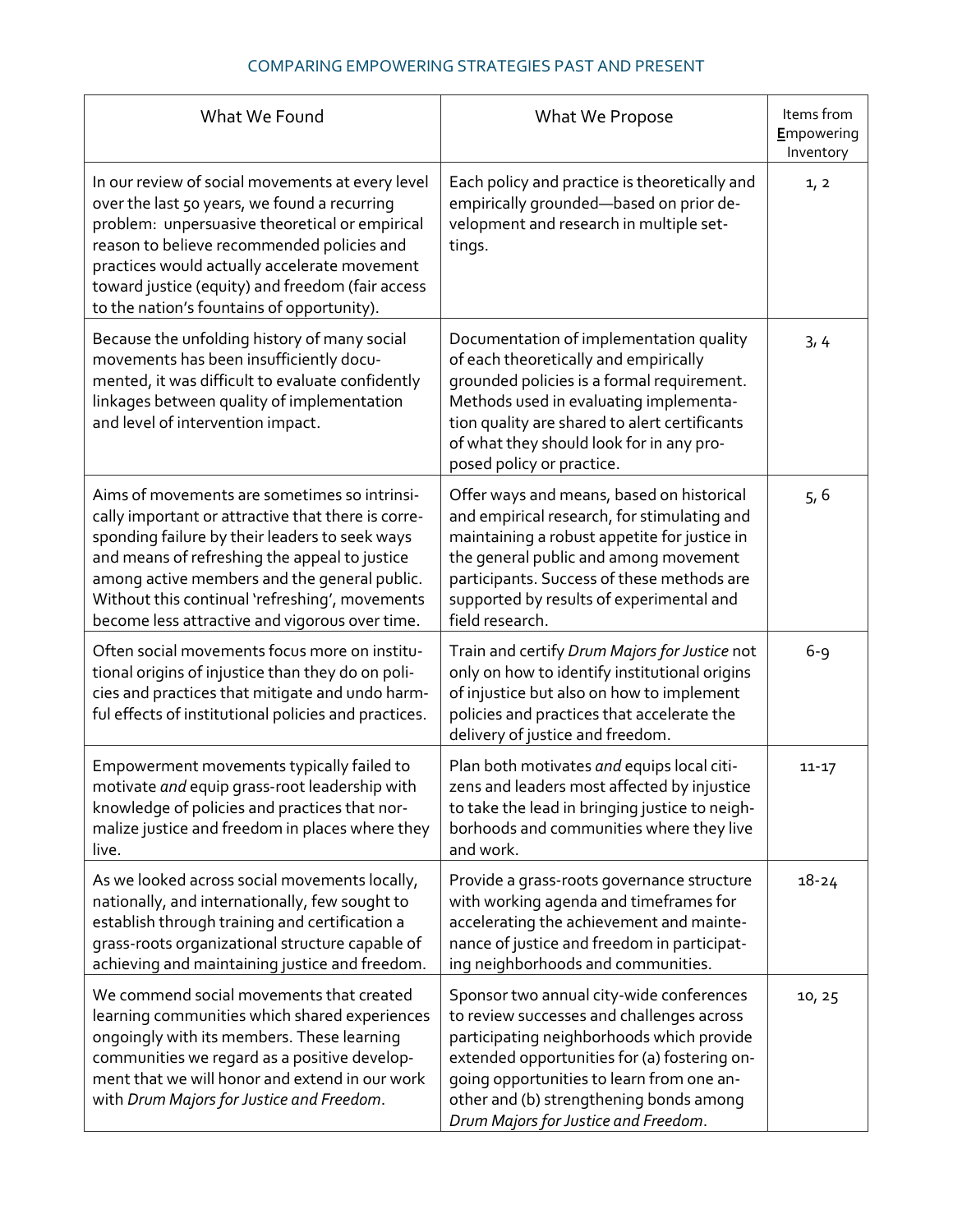## COMPARING EMPOWERING STRATEGIES PAST AND PRESENT

| What We Found | What We Propose | Items from **E**mpowering Inventory |
|---|---|---|
| In our review of social movements at every level over the last 50 years, we found a recurring problem: unpersuasive theoretical or empirical reason to believe recommended policies and practices would actually accelerate movement toward justice (equity) and freedom (fair access to the nation's fountains of opportunity). | Each policy and practice is theoretically and empirically grounded—based on prior development and research in multiple settings. | 1, 2 |
| Because the unfolding history of many social movements has been insufficiently documented, it was difficult to evaluate confidently linkages between quality of implementation and level of intervention impact. | Documentation of implementation quality of each theoretically and empirically grounded policies is a formal requirement. Methods used in evaluating implementation quality are shared to alert certificants of what they should look for in any proposed policy or practice. | 3, 4 |
| Aims of movements are sometimes so intrinsically important or attractive that there is corresponding failure by their leaders to seek ways and means of refreshing the appeal to justice among active members and the general public. Without this continual 'refreshing', movements become less attractive and vigorous over time. | Offer ways and means, based on historical and empirical research, for stimulating and maintaining a robust appetite for justice in the general public and among movement participants. Success of these methods are supported by results of experimental and field research. | 5, 6 |
| Often social movements focus more on institutional origins of injustice than they do on policies and practices that mitigate and undo harmful effects of institutional policies and practices. | Train and certify *Drum Majors for Justice* not only on how to identify institutional origins of injustice but also on how to implement policies and practices that accelerate the delivery of justice and freedom. | 6-9 |
| Empowerment movements typically failed to motivate *and* equip grass-root leadership with knowledge of policies and practices that normalize justice and freedom in places where they live. | Plan both motivates *and* equips local citizens and leaders most affected by injustice to take the lead in bringing justice to neighborhoods and communities where they live and work. | 11-17 |
| As we looked across social movements locally, nationally, and internationally, few sought to establish through training and certification a grass-roots organizational structure capable of achieving and maintaining justice and freedom. | Provide a grass-roots governance structure with working agenda and timeframes for accelerating the achievement and maintenance of justice and freedom in participating neighborhoods and communities. | 18-24 |
| We commend social movements that created learning communities which shared experiences ongoingly with its members. These learning communities we regard as a positive development that we will honor and extend in our work with *Drum Majors for Justice and Freedom*. | Sponsor two annual city-wide conferences to review successes and challenges across participating neighborhoods which provide extended opportunities for (a) fostering ongoing opportunities to learn from one another and (b) strengthening bonds among *Drum Majors for Justice and Freedom*. | 10, 25 |